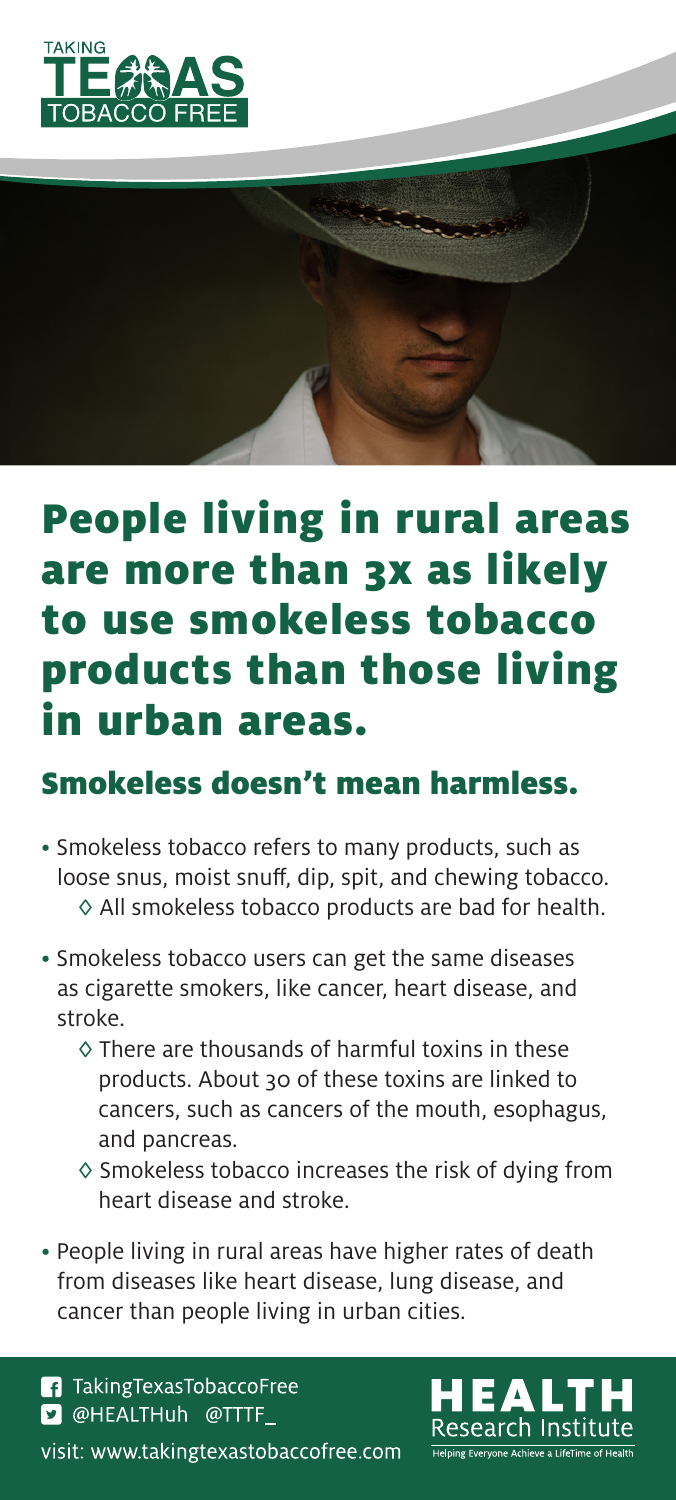TAKING TEXAS TOBACCO FREE

# People living in rural areas are more than 3x as likely to use smokeless tobacco products than those living in urban areas.

## Smokeless doesn't mean harmless.

- Smokeless tobacco refers to many products, such as loose snus, moist snuff, dip, spit, and chewing tobacco.
  - ◊ All smokeless tobacco products are bad for health.
- Smokeless tobacco users can get the same diseases as cigarette smokers, like cancer, heart disease, and stroke.
  - ◊ There are thousands of harmful toxins in these products. About 30 of these toxins are linked to cancers, such as cancers of the mouth, esophagus, and pancreas.
  - ◊ Smokeless tobacco increases the risk of dying from heart disease and stroke.
- People living in rural areas have higher rates of death from diseases like heart disease, lung disease, and cancer than people living in urban cities.

TakingTexasTobaccoFree
@HEALTHuh @TTTF_

visit: www.takingtexastobaccofree.com

HEALTH Research Institute
Helping Everyone Achieve a LifeTime of Health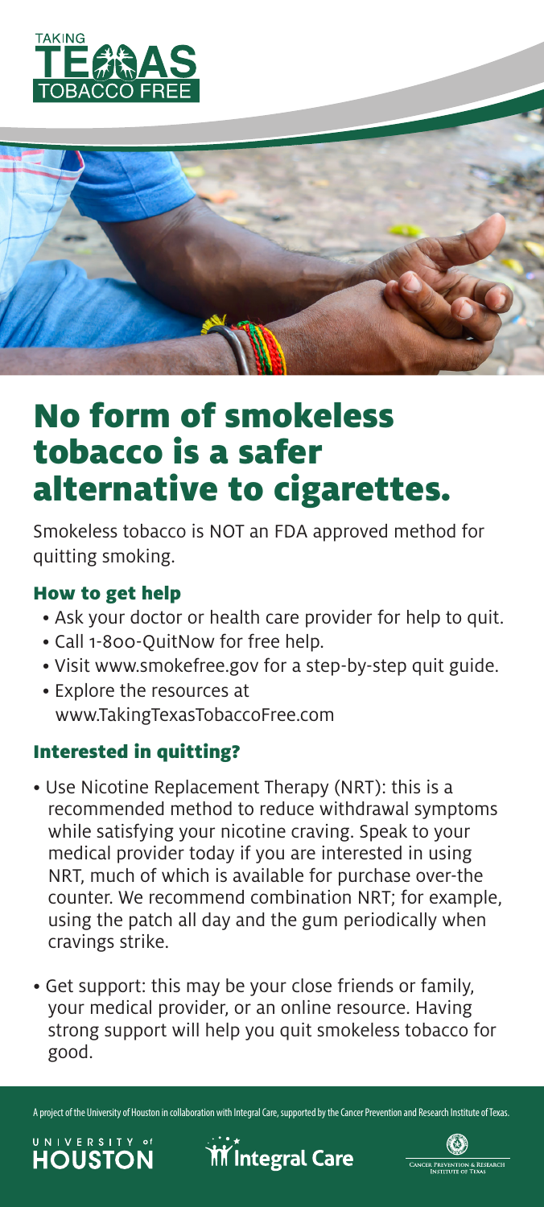TAKING TEXAS TOBACCO FREE

# No form of smokeless tobacco is a safer alternative to cigarettes.

Smokeless tobacco is NOT an FDA approved method for quitting smoking.

## How to get help

- Ask your doctor or health care provider for help to quit.
- Call 1-800-QuitNow for free help.
- Visit www.smokefree.gov for a step-by-step quit guide.
- Explore the resources at www.TakingTexasTobaccoFree.com

## Interested in quitting?

- Use Nicotine Replacement Therapy (NRT): this is a recommended method to reduce withdrawal symptoms while satisfying your nicotine craving. Speak to your medical provider today if you are interested in using NRT, much of which is available for purchase over-the counter. We recommend combination NRT; for example, using the patch all day and the gum periodically when cravings strike.

- Get support: this may be your close friends or family, your medical provider, or an online resource. Having strong support will help you quit smokeless tobacco for good.

A project of the University of Houston in collaboration with Integral Care, supported by the Cancer Prevention and Research Institute of Texas.

UNIVERSITY of HOUSTON

Integral Care

Cancer Prevention & Research Institute of Texas